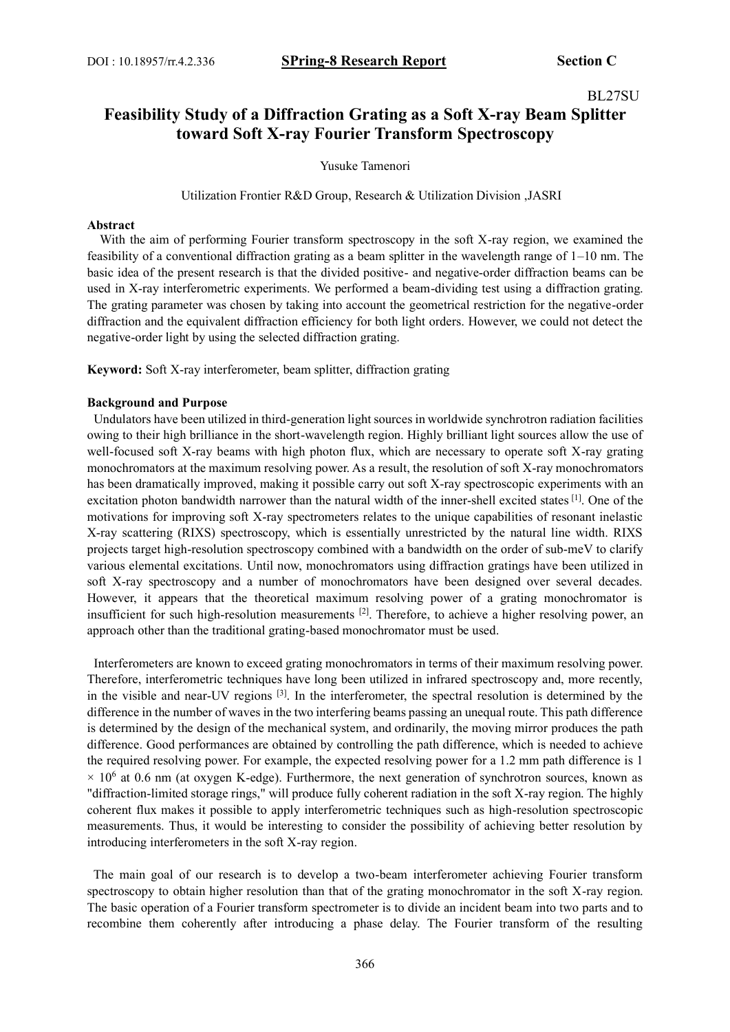BL27SU

# Feasibility Study of a Diffraction Grating as a Soft X-ray Beam Splitter toward Soft X-ray Fourier Transform Spectroscopy

Yusuke Tamenori

Utilization Frontier R&D Group, Research & Utilization Division ,JASRI

**Abstract**

With the aim of performing Fourier transform spectroscopy in the soft X-ray region, we examined the feasibility of a conventional diffraction grating as a beam splitter in the wavelength range of 1–10 nm. The basic idea of the present research is that the divided positive- and negative-order diffraction beams can be used in X-ray interferometric experiments. We performed a beam-dividing test using a diffraction grating. The grating parameter was chosen by taking into account the geometrical restriction for the negative-order diffraction and the equivalent diffraction efficiency for both light orders. However, we could not detect the negative-order light by using the selected diffraction grating.

**Keyword:** Soft X-ray interferometer, beam splitter, diffraction grating

**Background and Purpose**

Undulators have been utilized in third-generation light sources in worldwide synchrotron radiation facilities owing to their high brilliance in the short-wavelength region. Highly brilliant light sources allow the use of well-focused soft X-ray beams with high photon flux, which are necessary to operate soft X-ray grating monochromators at the maximum resolving power. As a result, the resolution of soft X-ray monochromators has been dramatically improved, making it possible carry out soft X-ray spectroscopic experiments with an excitation photon bandwidth narrower than the natural width of the inner-shell excited states [1]. One of the motivations for improving soft X-ray spectrometers relates to the unique capabilities of resonant inelastic X-ray scattering (RIXS) spectroscopy, which is essentially unrestricted by the natural line width. RIXS projects target high-resolution spectroscopy combined with a bandwidth on the order of sub-meV to clarify various elemental excitations. Until now, monochromators using diffraction gratings have been utilized in soft X-ray spectroscopy and a number of monochromators have been designed over several decades. However, it appears that the theoretical maximum resolving power of a grating monochromator is insufficient for such high-resolution measurements [2]. Therefore, to achieve a higher resolving power, an approach other than the traditional grating-based monochromator must be used.

Interferometers are known to exceed grating monochromators in terms of their maximum resolving power. Therefore, interferometric techniques have long been utilized in infrared spectroscopy and, more recently, in the visible and near-UV regions [3]. In the interferometer, the spectral resolution is determined by the difference in the number of waves in the two interfering beams passing an unequal route. This path difference is determined by the design of the mechanical system, and ordinarily, the moving mirror produces the path difference. Good performances are obtained by controlling the path difference, which is needed to achieve the required resolving power. For example, the expected resolving power for a 1.2 mm path difference is $1 \times 10^6$ at 0.6 nm (at oxygen K-edge). Furthermore, the next generation of synchrotron sources, known as "diffraction-limited storage rings," will produce fully coherent radiation in the soft X-ray region. The highly coherent flux makes it possible to apply interferometric techniques such as high-resolution spectroscopic measurements. Thus, it would be interesting to consider the possibility of achieving better resolution by introducing interferometers in the soft X-ray region.

The main goal of our research is to develop a two-beam interferometer achieving Fourier transform spectroscopy to obtain higher resolution than that of the grating monochromator in the soft X-ray region. The basic operation of a Fourier transform spectrometer is to divide an incident beam into two parts and to recombine them coherently after introducing a phase delay. The Fourier transform of the resulting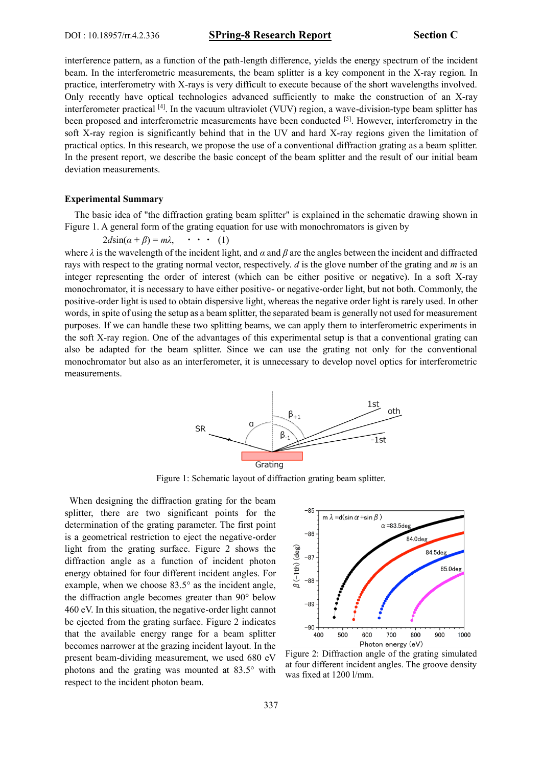interference pattern, as a function of the path-length difference, yields the energy spectrum of the incident beam. In the interferometric measurements, the beam splitter is a key component in the X-ray region. In practice, interferometry with X-rays is very difficult to execute because of the short wavelengths involved. Only recently have optical technologies advanced sufficiently to make the construction of an X-ray interferometer practical [4]. In the vacuum ultraviolet (VUV) region, a wave-division-type beam splitter has been proposed and interferometric measurements have been conducted [5]. However, interferometry in the soft X-ray region is significantly behind that in the UV and hard X-ray regions given the limitation of practical optics. In this research, we propose the use of a conventional diffraction grating as a beam splitter. In the present report, we describe the basic concept of the beam splitter and the result of our initial beam deviation measurements.

## Experimental Summary

The basic idea of "the diffraction grating beam splitter" is explained in the schematic drawing shown in Figure 1. A general form of the grating equation for use with monochromators is given by

$$2d\sin(\alpha + \beta) = m\lambda, \quad \cdot\cdot\cdot \quad (1)$$

where $\lambda$ is the wavelength of the incident light, and $\alpha$ and $\beta$ are the angles between the incident and diffracted rays with respect to the grating normal vector, respectively. $d$ is the glove number of the grating and $m$ is an integer representing the order of interest (which can be either positive or negative). In a soft X-ray monochromator, it is necessary to have either positive- or negative-order light, but not both. Commonly, the positive-order light is used to obtain dispersive light, whereas the negative order light is rarely used. In other words, in spite of using the setup as a beam splitter, the separated beam is generally not used for measurement purposes. If we can handle these two splitting beams, we can apply them to interferometric experiments in the soft X-ray region. One of the advantages of this experimental setup is that a conventional grating can also be adapted for the beam splitter. Since we can use the grating not only for the conventional monochromator but also as an interferometer, it is unnecessary to develop novel optics for interferometric measurements.

Figure 1: Schematic layout of diffraction grating beam splitter.

When designing the diffraction grating for the beam splitter, there are two significant points for the determination of the grating parameter. The first point is a geometrical restriction to eject the negative-order light from the grating surface. Figure 2 shows the diffraction angle as a function of incident photon energy obtained for four different incident angles. For example, when we choose 83.5° as the incident angle, the diffraction angle becomes greater than 90° below 460 eV. In this situation, the negative-order light cannot be ejected from the grating surface. Figure 2 indicates that the available energy range for a beam splitter becomes narrower at the grazing incident layout. In the present beam-dividing measurement, we used 680 eV photons and the grating was mounted at 83.5° with respect to the incident photon beam.

Figure 2: Diffraction angle of the grating simulated at four different incident angles. The groove density was fixed at 1200 l/mm.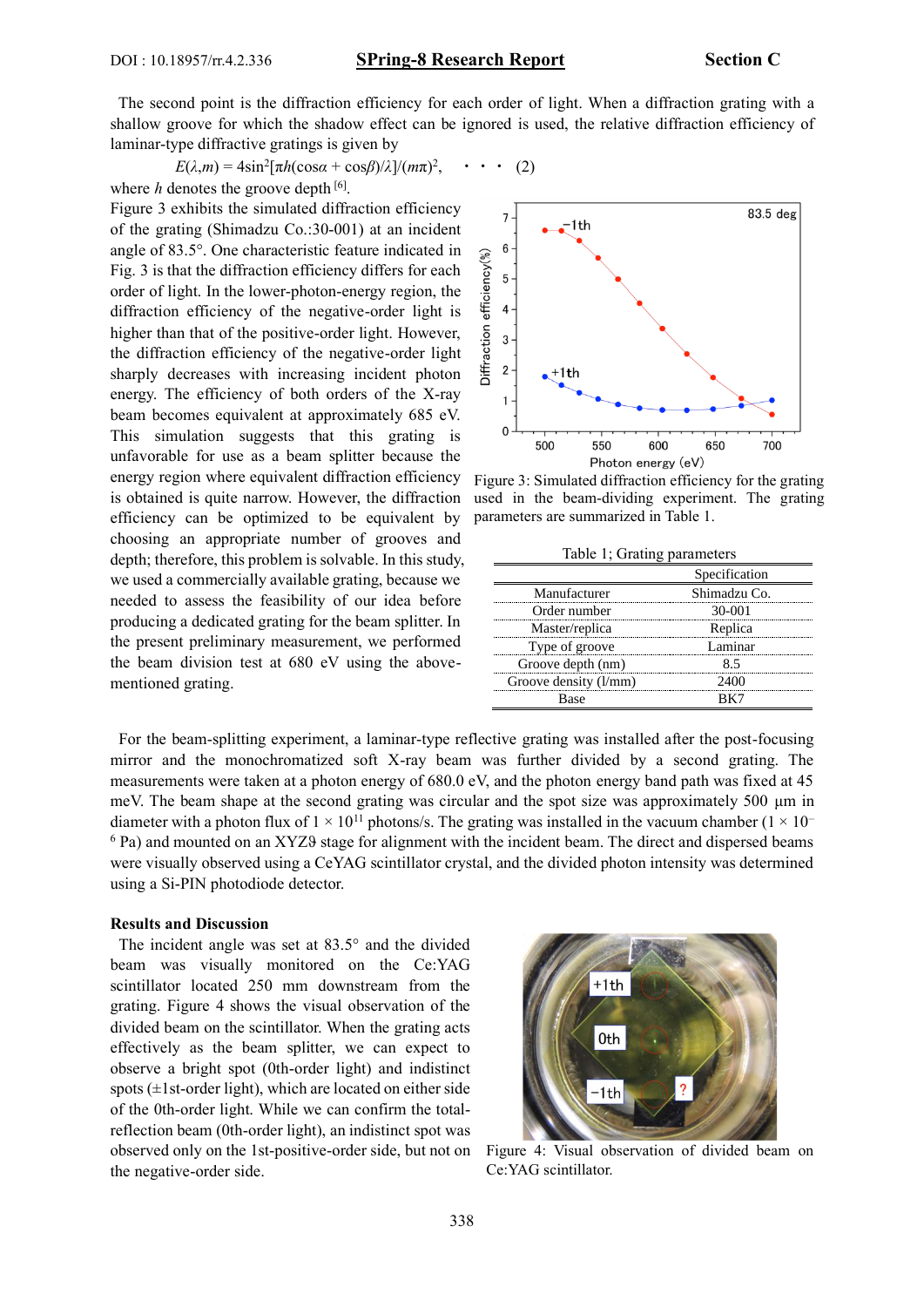The second point is the diffraction efficiency for each order of light. When a diffraction grating with a shallow groove for which the shadow effect can be ignored is used, the relative diffraction efficiency of laminar-type diffractive gratings is given by

$$E(\lambda,m) = 4\sin^2[\pi h(\cos\alpha + \cos\beta)/\lambda]/(m\pi)^2, \quad \cdot\cdot\cdot \quad (2)$$

where $h$ denotes the groove depth [6].

Figure 3 exhibits the simulated diffraction efficiency of the grating (Shimadzu Co.:30-001) at an incident angle of 83.5°. One characteristic feature indicated in Fig. 3 is that the diffraction efficiency differs for each order of light. In the lower-photon-energy region, the diffraction efficiency of the negative-order light is higher than that of the positive-order light. However, the diffraction efficiency of the negative-order light sharply decreases with increasing incident photon energy. The efficiency of both orders of the X-ray beam becomes equivalent at approximately 685 eV. This simulation suggests that this grating is unfavorable for use as a beam splitter because the energy region where equivalent diffraction efficiency is obtained is quite narrow. However, the diffraction efficiency can be optimized to be equivalent by choosing an appropriate number of grooves and depth; therefore, this problem is solvable. In this study, we used a commercially available grating, because we needed to assess the feasibility of our idea before producing a dedicated grating for the beam splitter. In the present preliminary measurement, we performed the beam division test at 680 eV using the above-mentioned grating.

Figure 3: Simulated diffraction efficiency for the grating used in the beam-dividing experiment. The grating parameters are summarized in Table 1.

Table 1; Grating parameters

| | Specification |
|---|---|
| Manufacturer | Shimadzu Co. |
| Order number | 30-001 |
| Master/replica | Replica |
| Type of groove | Laminar |
| Groove depth (nm) | 8.5 |
| Groove density (l/mm) | 2400 |
| Base | BK7 |

For the beam-splitting experiment, a laminar-type reflective grating was installed after the post-focusing mirror and the monochromatized soft X-ray beam was further divided by a second grating. The measurements were taken at a photon energy of 680.0 eV, and the photon energy band path was fixed at 45 meV. The beam shape at the second grating was circular and the spot size was approximately 500 μm in diameter with a photon flux of $1 \times 10^{11}$ photons/s. The grating was installed in the vacuum chamber ($1 \times 10^{-6}$ Pa) and mounted on an XYZϑ stage for alignment with the incident beam. The direct and dispersed beams were visually observed using a CeYAG scintillator crystal, and the divided photon intensity was determined using a Si-PIN photodiode detector.

## Results and Discussion

The incident angle was set at 83.5° and the divided beam was visually monitored on the Ce:YAG scintillator located 250 mm downstream from the grating. Figure 4 shows the visual observation of the divided beam on the scintillator. When the grating acts effectively as the beam splitter, we can expect to observe a bright spot (0th-order light) and indistinct spots (±1st-order light), which are located on either side of the 0th-order light. While we can confirm the total-reflection beam (0th-order light), an indistinct spot was observed only on the 1st-positive-order side, but not on the negative-order side.

Figure 4: Visual observation of divided beam on Ce:YAG scintillator.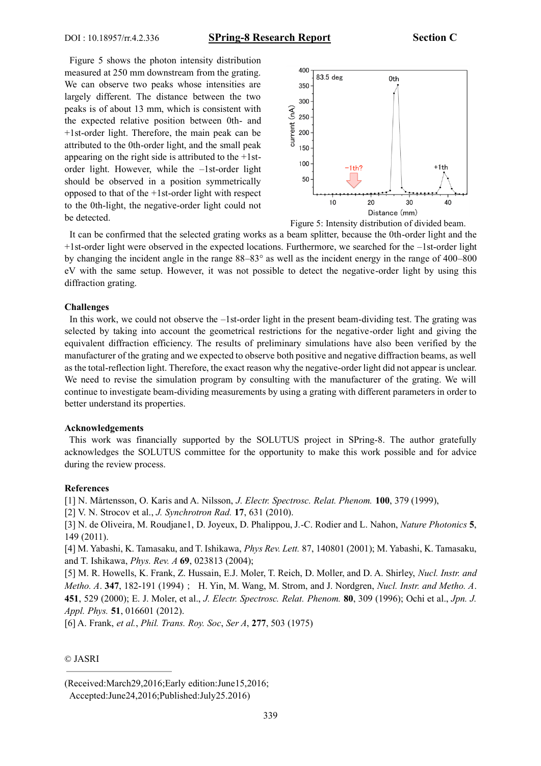Figure 5 shows the photon intensity distribution measured at 250 mm downstream from the grating. We can observe two peaks whose intensities are largely different. The distance between the two peaks is of about 13 mm, which is consistent with the expected relative position between 0th- and +1st-order light. Therefore, the main peak can be attributed to the 0th-order light, and the small peak appearing on the right side is attributed to the +1st-order light. However, while the –1st-order light should be observed in a position symmetrically opposed to that of the +1st-order light with respect to the 0th-light, the negative-order light could not be detected.

83.5 deg
0th
−1th?
+1th
current (nA)
400
350
300
250
200
150
100
50
10
20
30
40
Distance (mm)

Figure 5: Intensity distribution of divided beam.

It can be confirmed that the selected grating works as a beam splitter, because the 0th-order light and the +1st-order light were observed in the expected locations. Furthermore, we searched for the –1st-order light by changing the incident angle in the range 88–83° as well as the incident energy in the range of 400–800 eV with the same setup. However, it was not possible to detect the negative-order light by using this diffraction grating.

## Challenges

In this work, we could not observe the –1st-order light in the present beam-dividing test. The grating was selected by taking into account the geometrical restrictions for the negative-order light and giving the equivalent diffraction efficiency. The results of preliminary simulations have also been verified by the manufacturer of the grating and we expected to observe both positive and negative diffraction beams, as well as the total-reflection light. Therefore, the exact reason why the negative-order light did not appear is unclear. We need to revise the simulation program by consulting with the manufacturer of the grating. We will continue to investigate beam-dividing measurements by using a grating with different parameters in order to better understand its properties.

## Acknowledgements

This work was financially supported by the SOLUTUS project in SPring-8. The author gratefully acknowledges the SOLUTUS committee for the opportunity to make this work possible and for advice during the review process.

## References

[1] N. Mårtensson, O. Karis and A. Nilsson, *J. Electr. Spectrosc. Relat. Phenom.* **100**, 379 (1999),

[2] V. N. Strocov et al., *J. Synchrotron Rad.* **17**, 631 (2010).

[3] N. de Oliveira, M. Roudjane1, D. Joyeux, D. Phalippou, J.-C. Rodier and L. Nahon, *Nature Photonics* **5**, 149 (2011).

[4] M. Yabashi, K. Tamasaku, and T. Ishikawa, *Phys Rev. Lett.* 87, 140801 (2001); M. Yabashi, K. Tamasaku, and T. Ishikawa, *Phys. Rev. A* **69**, 023813 (2004);

[5] M. R. Howells, K. Frank, Z. Hussain, E.J. Moler, T. Reich, D. Moller, and D. A. Shirley, *Nucl. Instr. and Metho. A*. **347**, 182-191 (1994) ; H. Yin, M. Wang, M. Strom, and J. Nordgren, *Nucl. Instr. and Metho. A*. **451**, 529 (2000); E. J. Moler, et al., *J. Electr. Spectrosc. Relat. Phenom.* **80**, 309 (1996); Ochi et al., *Jpn. J. Appl. Phys.* **51**, 016601 (2012).

[6] A. Frank, *et al.*, *Phil. Trans. Roy. Soc*, *Ser A*, **277**, 503 (1975)

© JASRI

(Received:March29,2016;Early edition:June15,2016;
Accepted:June24,2016;Published:July25.2016)